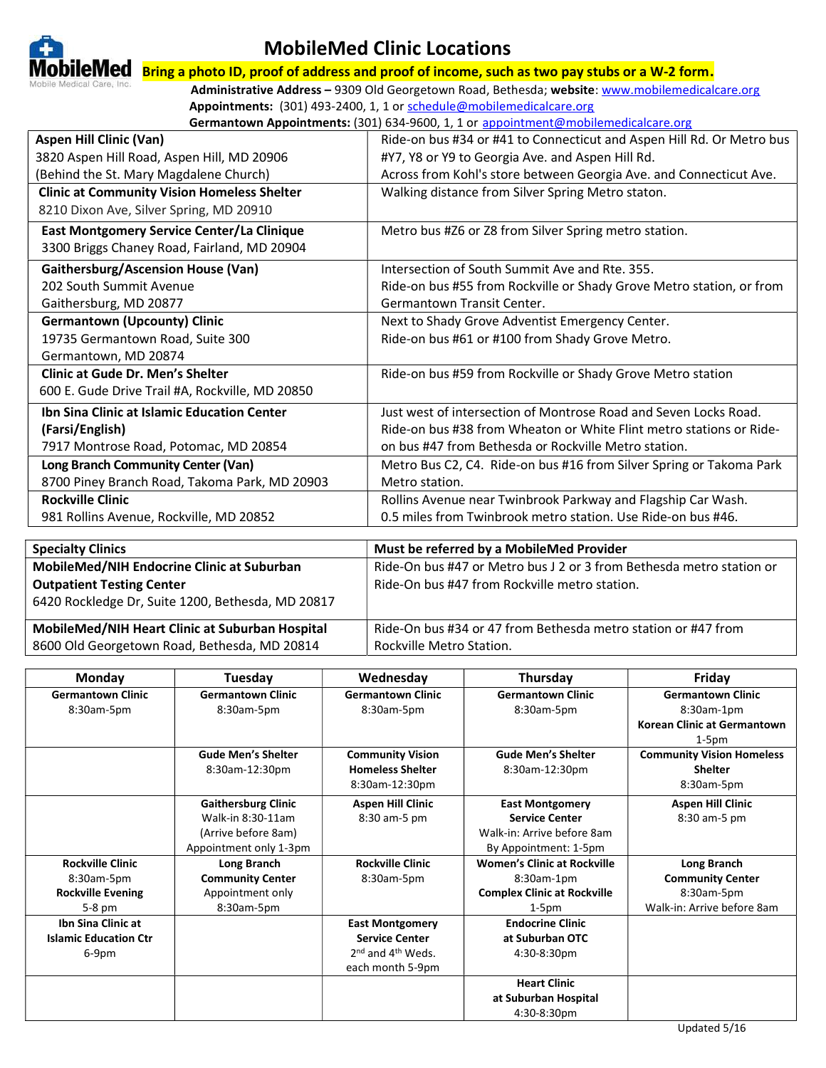# MobileMed Clinic Locations

MobileMed
Mobile Medical Care, Inc.

**Bring a photo ID, proof of address and proof of income, such as two pay stubs or a W-2 form.**

**Administrative Address –** 9309 Old Georgetown Road, Bethesda; **website**: www.mobilemedicalcare.org
**Appointments:** (301) 493-2400, 1, 1 or schedule@mobilemedicalcare.org
**Germantown Appointments:** (301) 634-9600, 1, 1 or appointment@mobilemedicalcare.org

| Location | Directions |
|---|---|
| **Aspen Hill Clinic (Van)**<br>3820 Aspen Hill Road, Aspen Hill, MD 20906<br>(Behind the St. Mary Magdalene Church) | Ride-on bus #34 or #41 to Connecticut and Aspen Hill Rd. Or Metro bus #Y7, Y8 or Y9 to Georgia Ave. and Aspen Hill Rd.<br>Across from Kohl's store between Georgia Ave. and Connecticut Ave. |
| **Clinic at Community Vision Homeless Shelter**<br>8210 Dixon Ave, Silver Spring, MD 20910 | Walking distance from Silver Spring Metro staton. |
| **East Montgomery Service Center/La Clinique**<br>3300 Briggs Chaney Road, Fairland, MD 20904 | Metro bus #Z6 or Z8 from Silver Spring metro station. |
| **Gaithersburg/Ascension House (Van)**<br>202 South Summit Avenue<br>Gaithersburg, MD 20877 | Intersection of South Summit Ave and Rte. 355.<br>Ride-on bus #55 from Rockville or Shady Grove Metro station, or from Germantown Transit Center. |
| **Germantown (Upcounty) Clinic**<br>19735 Germantown Road, Suite 300<br>Germantown, MD 20874 | Next to Shady Grove Adventist Emergency Center.<br>Ride-on bus #61 or #100 from Shady Grove Metro. |
| **Clinic at Gude Dr. Men's Shelter**<br>600 E. Gude Drive Trail #A, Rockville, MD 20850 | Ride-on bus #59 from Rockville or Shady Grove Metro station |
| **Ibn Sina Clinic at Islamic Education Center (Farsi/English)**<br>7917 Montrose Road, Potomac, MD 20854 | Just west of intersection of Montrose Road and Seven Locks Road.<br>Ride-on bus #38 from Wheaton or White Flint metro stations or Ride-on bus #47 from Bethesda or Rockville Metro station. |
| **Long Branch Community Center (Van)**<br>8700 Piney Branch Road, Takoma Park, MD 20903 | Metro Bus C2, C4. Ride-on bus #16 from Silver Spring or Takoma Park Metro station. |
| **Rockville Clinic**<br>981 Rollins Avenue, Rockville, MD 20852 | Rollins Avenue near Twinbrook Parkway and Flagship Car Wash.<br>0.5 miles from Twinbrook metro station. Use Ride-on bus #46. |

| **Specialty Clinics** | **Must be referred by a MobileMed Provider** |
|---|---|
| **MobileMed/NIH Endocrine Clinic at Suburban Outpatient Testing Center**<br>6420 Rockledge Dr, Suite 1200, Bethesda, MD 20817 | Ride-On bus #47 or Metro bus J 2 or 3 from Bethesda metro station or Ride-On bus #47 from Rockville metro station. |
| **MobileMed/NIH Heart Clinic at Suburban Hospital**<br>8600 Old Georgetown Road, Bethesda, MD 20814 | Ride-On bus #34 or 47 from Bethesda metro station or #47 from Rockville Metro Station. |

| Monday | Tuesday | Wednesday | Thursday | Friday |
|---|---|---|---|---|
| **Germantown Clinic**<br>8:30am-5pm | **Germantown Clinic**<br>8:30am-5pm | **Germantown Clinic**<br>8:30am-5pm | **Germantown Clinic**<br>8:30am-5pm | **Germantown Clinic**<br>8:30am-1pm<br>**Korean Clinic at Germantown**<br>1-5pm |
| | **Gude Men's Shelter**<br>8:30am-12:30pm | **Community Vision Homeless Shelter**<br>8:30am-12:30pm | **Gude Men's Shelter**<br>8:30am-12:30pm | **Community Vision Homeless Shelter**<br>8:30am-5pm |
| | **Gaithersburg Clinic**<br>Walk-in 8:30-11am<br>(Arrive before 8am)<br>Appointment only 1-3pm | **Aspen Hill Clinic**<br>8:30 am-5 pm | **East Montgomery Service Center**<br>Walk-in: Arrive before 8am<br>By Appointment: 1-5pm | **Aspen Hill Clinic**<br>8:30 am-5 pm |
| **Rockville Clinic**<br>8:30am-5pm<br>**Rockville Evening**<br>5-8 pm | **Long Branch Community Center**<br>Appointment only<br>8:30am-5pm | **Rockville Clinic**<br>8:30am-5pm | **Women's Clinic at Rockville**<br>8:30am-1pm<br>**Complex Clinic at Rockville**<br>1-5pm | **Long Branch Community Center**<br>8:30am-5pm<br>Walk-in: Arrive before 8am |
| **Ibn Sina Clinic at Islamic Education Ctr**<br>6-9pm | | **East Montgomery Service Center**<br>2nd and 4th Weds. each month 5-9pm | **Endocrine Clinic at Suburban OTC**<br>4:30-8:30pm | |
| | | | **Heart Clinic at Suburban Hospital**<br>4:30-8:30pm | |

Updated 5/16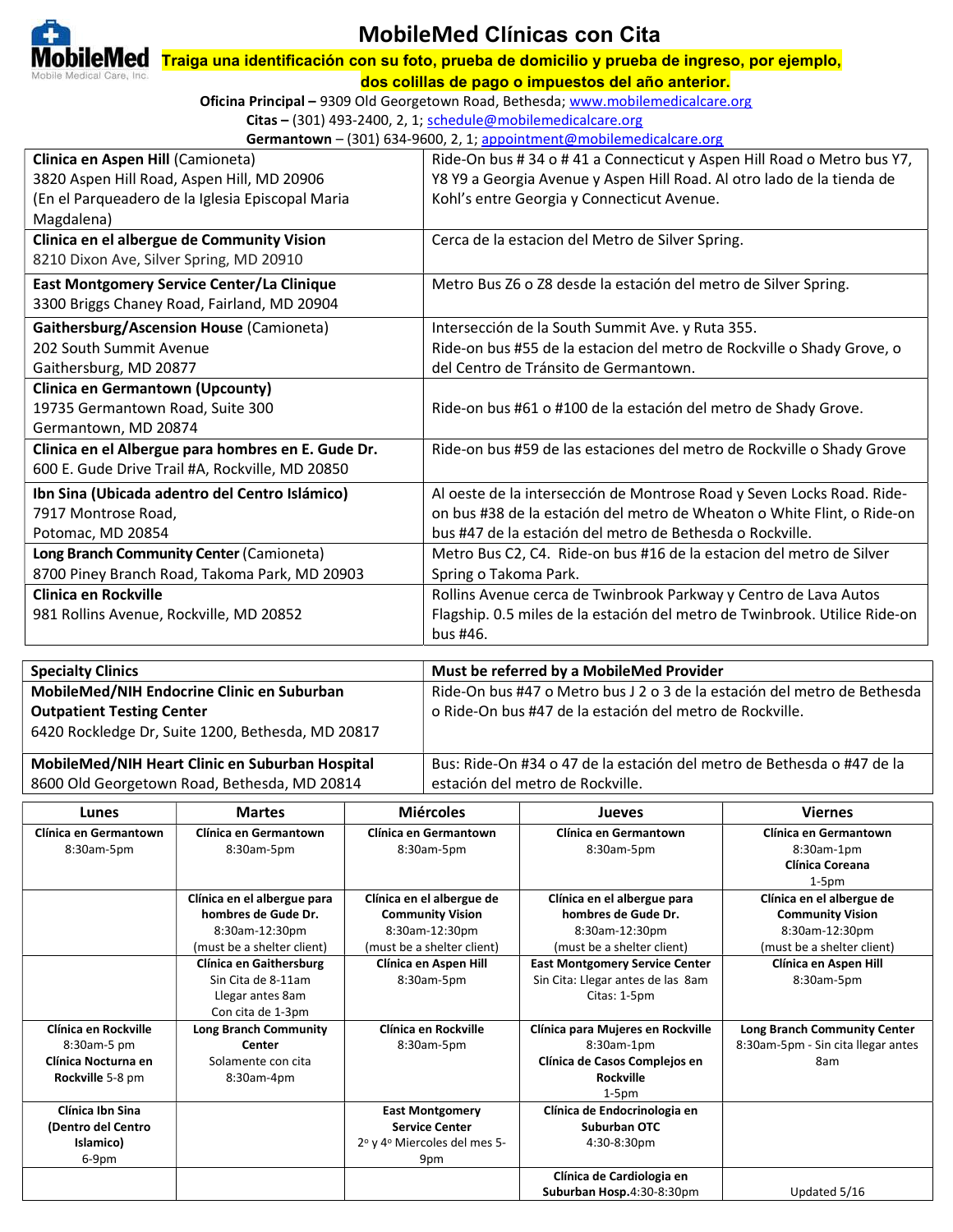# MobileMed Clínicas con Cita

**Traiga una identificación con su foto, prueba de domicilio y prueba de ingreso, por ejemplo, dos colillas de pago o impuestos del año anterior.**

**Oficina Principal –** 9309 Old Georgetown Road, Bethesda; www.mobilemedicalcare.org

**Citas –** (301) 493-2400, 2, 1; schedule@mobilemedicalcare.org

**Germantown** – (301) 634-9600, 2, 1; appointment@mobilemedicalcare.org

| | |
|---|---|
| **Clinica en Aspen Hill** (Camioneta)<br>3820 Aspen Hill Road, Aspen Hill, MD 20906<br>(En el Parqueadero de la Iglesia Episcopal Maria Magdalena) | Ride-On bus # 34 o # 41 a Connecticut y Aspen Hill Road o Metro bus Y7, Y8 Y9 a Georgia Avenue y Aspen Hill Road. Al otro lado de la tienda de Kohl's entre Georgia y Connecticut Avenue. |
| **Clinica en el albergue de Community Vision**<br>8210 Dixon Ave, Silver Spring, MD 20910 | Cerca de la estacion del Metro de Silver Spring. |
| **East Montgomery Service Center/La Clinique**<br>3300 Briggs Chaney Road, Fairland, MD 20904 | Metro Bus Z6 o Z8 desde la estación del metro de Silver Spring. |
| **Gaithersburg/Ascension House** (Camioneta)<br>202 South Summit Avenue<br>Gaithersburg, MD 20877 | Intersección de la South Summit Ave. y Ruta 355.<br>Ride-on bus #55 de la estacion del metro de Rockville o Shady Grove, o del Centro de Tránsito de Germantown. |
| **Clinica en Germantown (Upcounty)**<br>19735 Germantown Road, Suite 300<br>Germantown, MD 20874 | Ride-on bus #61 o #100 de la estación del metro de Shady Grove. |
| **Clinica en el Albergue para hombres en E. Gude Dr.**<br>600 E. Gude Drive Trail #A, Rockville, MD 20850 | Ride-on bus #59 de las estaciones del metro de Rockville o Shady Grove |
| **Ibn Sina (Ubicada adentro del Centro Islámico)**<br>7917 Montrose Road,<br>Potomac, MD 20854 | Al oeste de la intersección de Montrose Road y Seven Locks Road. Ride-on bus #38 de la estación del metro de Wheaton o White Flint, o Ride-on bus #47 de la estación del metro de Bethesda o Rockville. |
| **Long Branch Community Center** (Camioneta)<br>8700 Piney Branch Road, Takoma Park, MD 20903 | Metro Bus C2, C4. Ride-on bus #16 de la estacion del metro de Silver Spring o Takoma Park. |
| **Clinica en Rockville**<br>981 Rollins Avenue, Rockville, MD 20852 | Rollins Avenue cerca de Twinbrook Parkway y Centro de Lava Autos Flagship. 0.5 miles de la estación del metro de Twinbrook. Utilice Ride-on bus #46. |

| **Specialty Clinics** | **Must be referred by a MobileMed Provider** |
|---|---|
| **MobileMed/NIH Endocrine Clinic en Suburban Outpatient Testing Center**<br>6420 Rockledge Dr, Suite 1200, Bethesda, MD 20817 | Ride-On bus #47 o Metro bus J 2 o 3 de la estación del metro de Bethesda o Ride-On bus #47 de la estación del metro de Rockville. |
| **MobileMed/NIH Heart Clinic en Suburban Hospital**<br>8600 Old Georgetown Road, Bethesda, MD 20814 | Bus: Ride-On #34 o 47 de la estación del metro de Bethesda o #47 de la estación del metro de Rockville. |

| Lunes | Martes | Miércoles | Jueves | Viernes |
|---|---|---|---|---|
| **Clínica en Germantown**<br>8:30am-5pm | **Clínica en Germantown**<br>8:30am-5pm | **Clínica en Germantown**<br>8:30am-5pm | **Clínica en Germantown**<br>8:30am-5pm | **Clínica en Germantown**<br>8:30am-1pm<br>**Clínica Coreana**<br>1-5pm |
| | **Clínica en el albergue para hombres de Gude Dr.**<br>8:30am-12:30pm<br>(must be a shelter client) | **Clínica en el albergue de Community Vision**<br>8:30am-12:30pm<br>(must be a shelter client) | **Clínica en el albergue para hombres de Gude Dr.**<br>8:30am-12:30pm<br>(must be a shelter client) | **Clínica en el albergue de Community Vision**<br>8:30am-12:30pm<br>(must be a shelter client) |
| | **Clínica en Gaithersburg**<br>Sin Cita de 8-11am<br>Llegar antes 8am<br>Con cita de 1-3pm | **Clínica en Aspen Hill**<br>8:30am-5pm | **East Montgomery Service Center**<br>Sin Cita: Llegar antes de las 8am<br>Citas: 1-5pm | **Clínica en Aspen Hill**<br>8:30am-5pm |
| **Clínica en Rockville**<br>8:30am-5 pm<br>**Clínica Nocturna en Rockville** 5-8 pm | **Long Branch Community Center**<br>Solamente con cita<br>8:30am-4pm | **Clínica en Rockville**<br>8:30am-5pm | **Clínica para Mujeres en Rockville**<br>8:30am-1pm<br>**Clínica de Casos Complejos en Rockville**<br>1-5pm | **Long Branch Community Center**<br>8:30am-5pm - Sin cita llegar antes 8am |
| **Clínica Ibn Sina (Dentro del Centro Islamico)**<br>6-9pm | | **East Montgomery Service Center**<br>2º y 4º Miercoles del mes 5-9pm | **Clínica de Endocrinologia en Suburban OTC**<br>4:30-8:30pm | |
| | | | **Clínica de Cardiologia en Suburban Hosp.**4:30-8:30pm | Updated 5/16 |